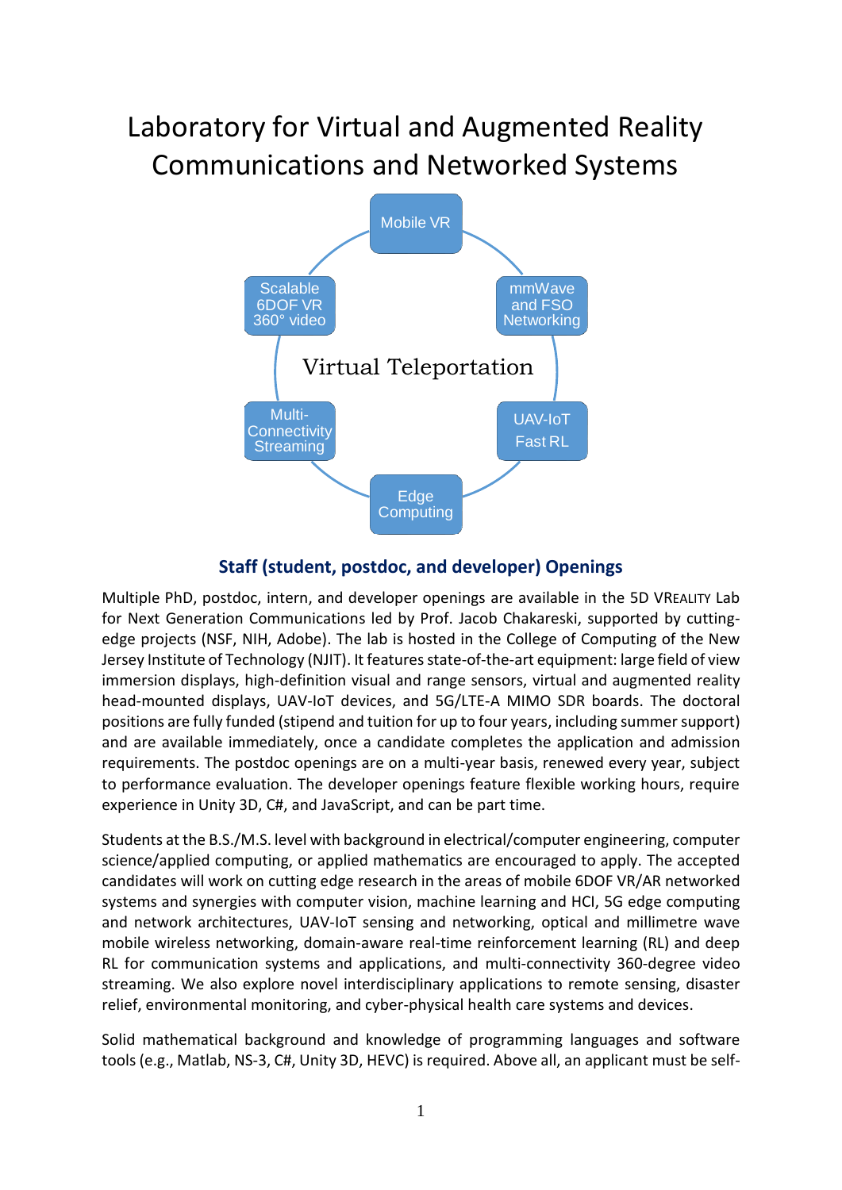# Laboratory for Virtual and Augmented Reality Communications and Networked Systems

Mobile VR

mmWave and FSO Networking

UAV-IoT Fast RL

Edge Computing

Multi-Connectivity Streaming

Scalable 6DOF VR 360° video

Virtual Teleportation

## Staff (student, postdoc, and developer) Openings

Multiple PhD, postdoc, intern, and developer openings are available in the 5D VREALITY Lab for Next Generation Communications led by Prof. Jacob Chakareski, supported by cutting-edge projects (NSF, NIH, Adobe). The lab is hosted in the College of Computing of the New Jersey Institute of Technology (NJIT). It features state-of-the-art equipment: large field of view immersion displays, high-definition visual and range sensors, virtual and augmented reality head-mounted displays, UAV-IoT devices, and 5G/LTE-A MIMO SDR boards. The doctoral positions are fully funded (stipend and tuition for up to four years, including summer support) and are available immediately, once a candidate completes the application and admission requirements. The postdoc openings are on a multi-year basis, renewed every year, subject to performance evaluation. The developer openings feature flexible working hours, require experience in Unity 3D, C#, and JavaScript, and can be part time.

Students at the B.S./M.S. level with background in electrical/computer engineering, computer science/applied computing, or applied mathematics are encouraged to apply. The accepted candidates will work on cutting edge research in the areas of mobile 6DOF VR/AR networked systems and synergies with computer vision, machine learning and HCI, 5G edge computing and network architectures, UAV-IoT sensing and networking, optical and millimetre wave mobile wireless networking, domain-aware real-time reinforcement learning (RL) and deep RL for communication systems and applications, and multi-connectivity 360-degree video streaming. We also explore novel interdisciplinary applications to remote sensing, disaster relief, environmental monitoring, and cyber-physical health care systems and devices.

Solid mathematical background and knowledge of programming languages and software tools (e.g., Matlab, NS-3, C#, Unity 3D, HEVC) is required. Above all, an applicant must be self-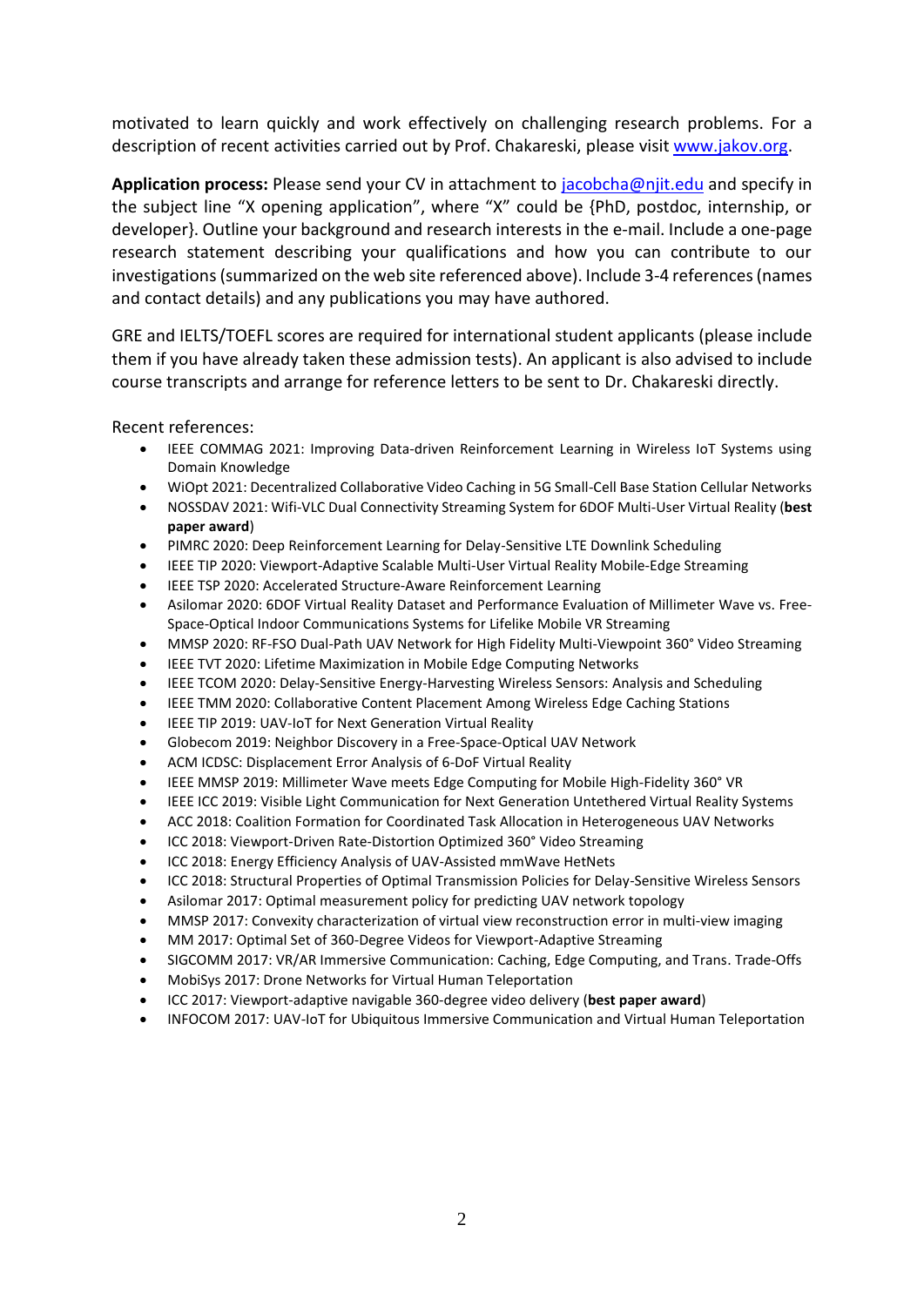motivated to learn quickly and work effectively on challenging research problems. For a description of recent activities carried out by Prof. Chakareski, please visit [www.jakov.org](http://www.jakov.org).

**Application process:** Please send your CV in attachment to [jacobcha@njit.edu](mailto:jacobcha@njit.edu) and specify in the subject line "X opening application", where "X" could be {PhD, postdoc, internship, or developer}. Outline your background and research interests in the e-mail. Include a one-page research statement describing your qualifications and how you can contribute to our investigations (summarized on the web site referenced above). Include 3-4 references (names and contact details) and any publications you may have authored.

GRE and IELTS/TOEFL scores are required for international student applicants (please include them if you have already taken these admission tests). An applicant is also advised to include course transcripts and arrange for reference letters to be sent to Dr. Chakareski directly.

Recent references:

- IEEE COMMAG 2021: Improving Data-driven Reinforcement Learning in Wireless IoT Systems using Domain Knowledge
- WiOpt 2021: Decentralized Collaborative Video Caching in 5G Small-Cell Base Station Cellular Networks
- NOSSDAV 2021: Wifi-VLC Dual Connectivity Streaming System for 6DOF Multi-User Virtual Reality (**best paper award**)
- PIMRC 2020: Deep Reinforcement Learning for Delay-Sensitive LTE Downlink Scheduling
- IEEE TIP 2020: Viewport-Adaptive Scalable Multi-User Virtual Reality Mobile-Edge Streaming
- IEEE TSP 2020: Accelerated Structure-Aware Reinforcement Learning
- Asilomar 2020: 6DOF Virtual Reality Dataset and Performance Evaluation of Millimeter Wave vs. Free-Space-Optical Indoor Communications Systems for Lifelike Mobile VR Streaming
- MMSP 2020: RF-FSO Dual-Path UAV Network for High Fidelity Multi-Viewpoint 360° Video Streaming
- IEEE TVT 2020: Lifetime Maximization in Mobile Edge Computing Networks
- IEEE TCOM 2020: Delay-Sensitive Energy-Harvesting Wireless Sensors: Analysis and Scheduling
- IEEE TMM 2020: Collaborative Content Placement Among Wireless Edge Caching Stations
- IEEE TIP 2019: UAV-IoT for Next Generation Virtual Reality
- Globecom 2019: Neighbor Discovery in a Free-Space-Optical UAV Network
- ACM ICDSC: Displacement Error Analysis of 6-DoF Virtual Reality
- IEEE MMSP 2019: Millimeter Wave meets Edge Computing for Mobile High-Fidelity 360° VR
- IEEE ICC 2019: Visible Light Communication for Next Generation Untethered Virtual Reality Systems
- ACC 2018: Coalition Formation for Coordinated Task Allocation in Heterogeneous UAV Networks
- ICC 2018: Viewport-Driven Rate-Distortion Optimized 360° Video Streaming
- ICC 2018: Energy Efficiency Analysis of UAV-Assisted mmWave HetNets
- ICC 2018: Structural Properties of Optimal Transmission Policies for Delay-Sensitive Wireless Sensors
- Asilomar 2017: Optimal measurement policy for predicting UAV network topology
- MMSP 2017: Convexity characterization of virtual view reconstruction error in multi-view imaging
- MM 2017: Optimal Set of 360-Degree Videos for Viewport-Adaptive Streaming
- SIGCOMM 2017: VR/AR Immersive Communication: Caching, Edge Computing, and Trans. Trade-Offs
- MobiSys 2017: Drone Networks for Virtual Human Teleportation
- ICC 2017: Viewport-adaptive navigable 360-degree video delivery (**best paper award**)
- INFOCOM 2017: UAV-IoT for Ubiquitous Immersive Communication and Virtual Human Teleportation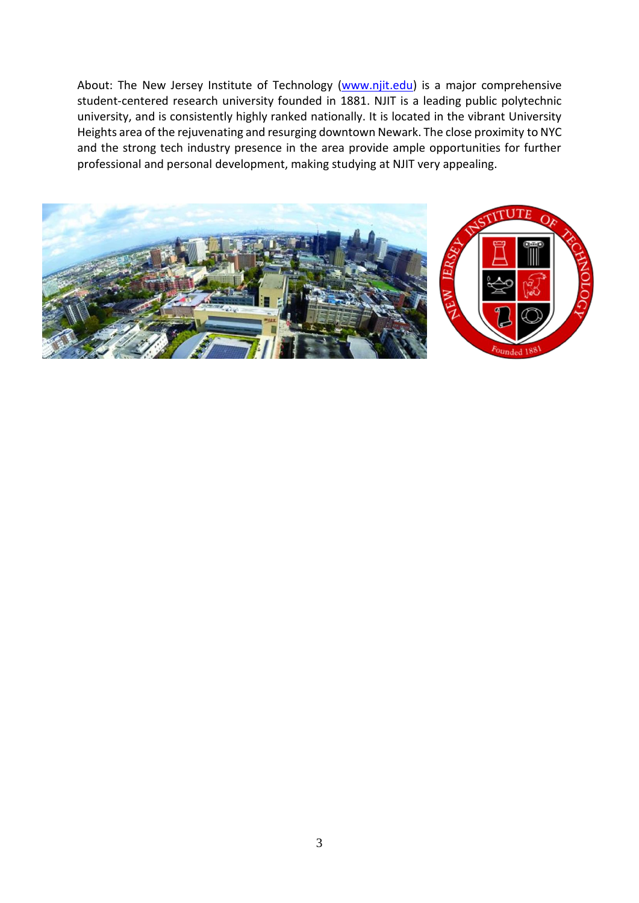About: The New Jersey Institute of Technology (www.njit.edu) is a major comprehensive student-centered research university founded in 1881. NJIT is a leading public polytechnic university, and is consistently highly ranked nationally. It is located in the vibrant University Heights area of the rejuvenating and resurging downtown Newark. The close proximity to NYC and the strong tech industry presence in the area provide ample opportunities for further professional and personal development, making studying at NJIT very appealing.